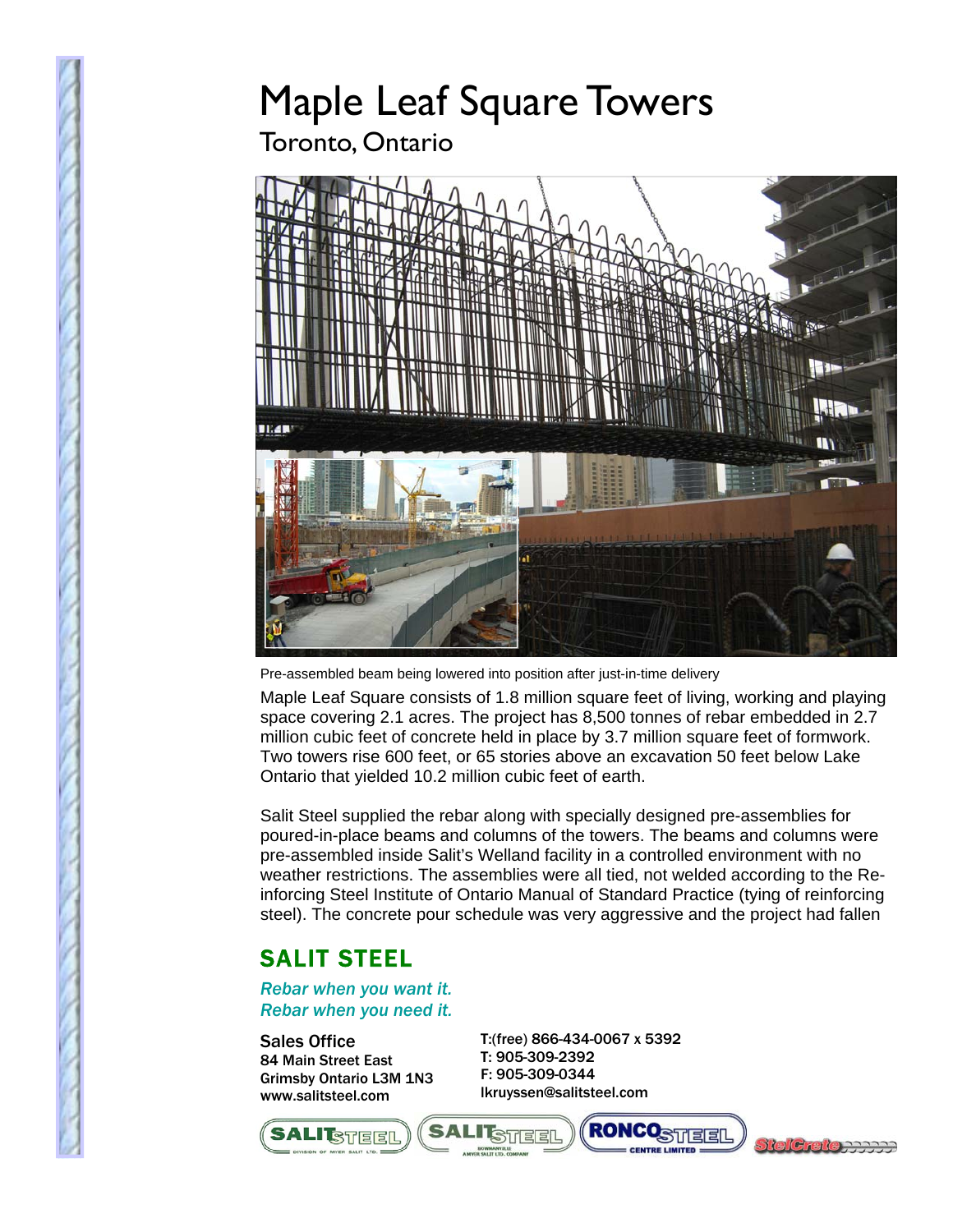# Maple Leaf Square Towers

## Toronto, Ontario

Pre-assembled beam being lowered into position after just-in-time delivery

Maple Leaf Square consists of 1.8 million square feet of living, working and playing space covering 2.1 acres. The project has 8,500 tonnes of rebar embedded in 2.7 million cubic feet of concrete held in place by 3.7 million square feet of formwork. Two towers rise 600 feet, or 65 stories above an excavation 50 feet below Lake Ontario that yielded 10.2 million cubic feet of earth.

Salit Steel supplied the rebar along with specially designed pre-assemblies for poured-in-place beams and columns of the towers. The beams and columns were pre-assembled inside Salit's Welland facility in a controlled environment with no weather restrictions. The assemblies were all tied, not welded according to the Re-inforcing Steel Institute of Ontario Manual of Standard Practice (tying of reinforcing steel). The concrete pour schedule was very aggressive and the project had fallen

## SALIT STEEL

*Rebar when you want it.*
*Rebar when you need it.*

**Sales Office**
84 Main Street East
Grimsby Ontario L3M 1N3
www.salitsteel.com

T:(free) 866-434-0067 x 5392
T: 905-309-2392
F: 905-309-0344
lkruyssen@salitsteel.com

SALIT STEEL — DIVISION OF MYER SALIT LTD. | SALIT STEEL — BOWMANVILLE, A MYER SALIT LTD. COMPANY | RONCO STEEL CENTRE LIMITED | StelCrete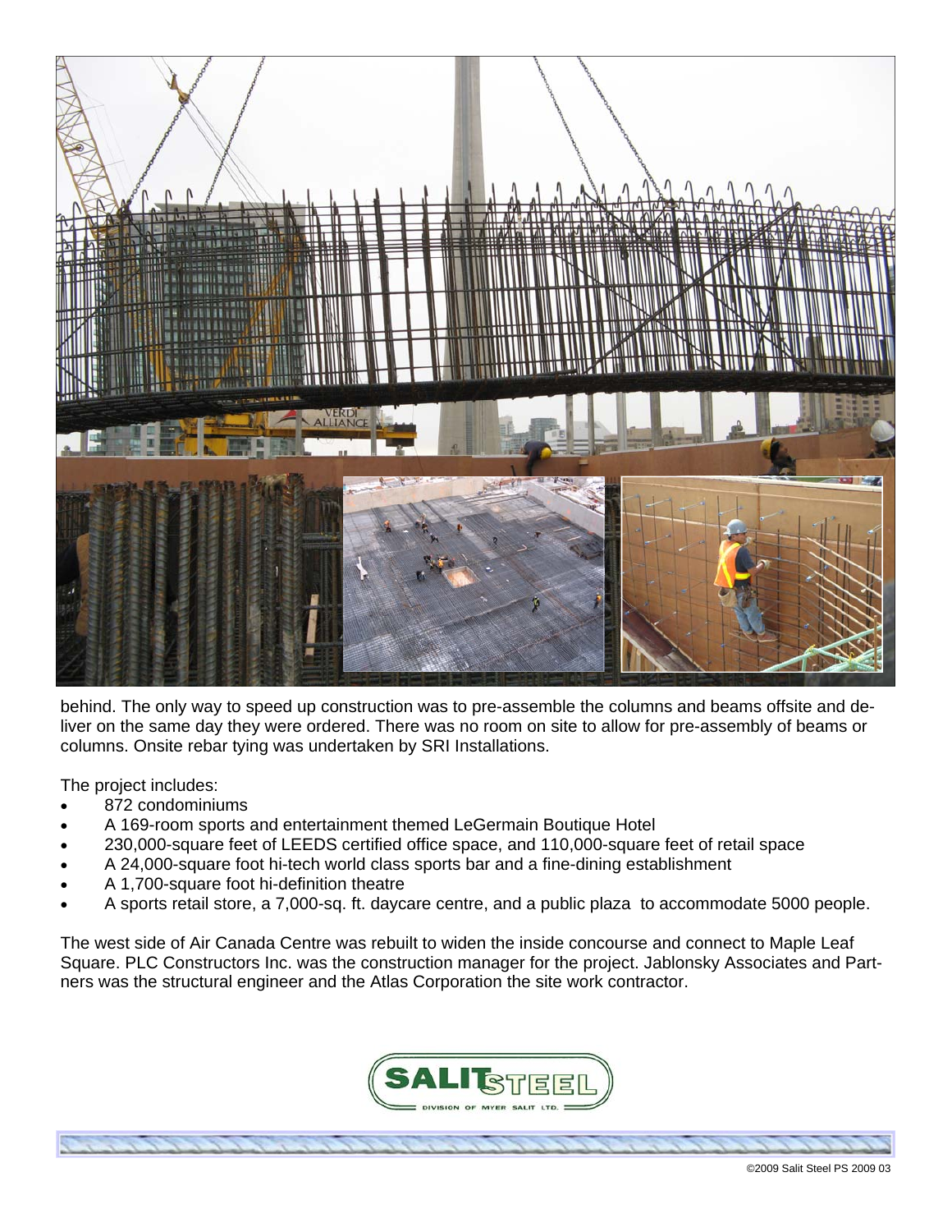behind. The only way to speed up construction was to pre-assemble the columns and beams offsite and deliver on the same day they were ordered. There was no room on site to allow for pre-assembly of beams or columns. Onsite rebar tying was undertaken by SRI Installations.

The project includes:

- 872 condominiums
- A 169-room sports and entertainment themed LeGermain Boutique Hotel
- 230,000-square feet of LEEDS certified office space, and 110,000-square feet of retail space
- A 24,000-square foot hi-tech world class sports bar and a fine-dining establishment
- A 1,700-square foot hi-definition theatre
- A sports retail store, a 7,000-sq. ft. daycare centre, and a public plaza to accommodate 5000 people.

The west side of Air Canada Centre was rebuilt to widen the inside concourse and connect to Maple Leaf Square. PLC Constructors Inc. was the construction manager for the project. Jablonsky Associates and Partners was the structural engineer and the Atlas Corporation the site work contractor.

SALIT STEEL
DIVISION OF MYER SALIT LTD.

©2009 Salit Steel PS 2009 03